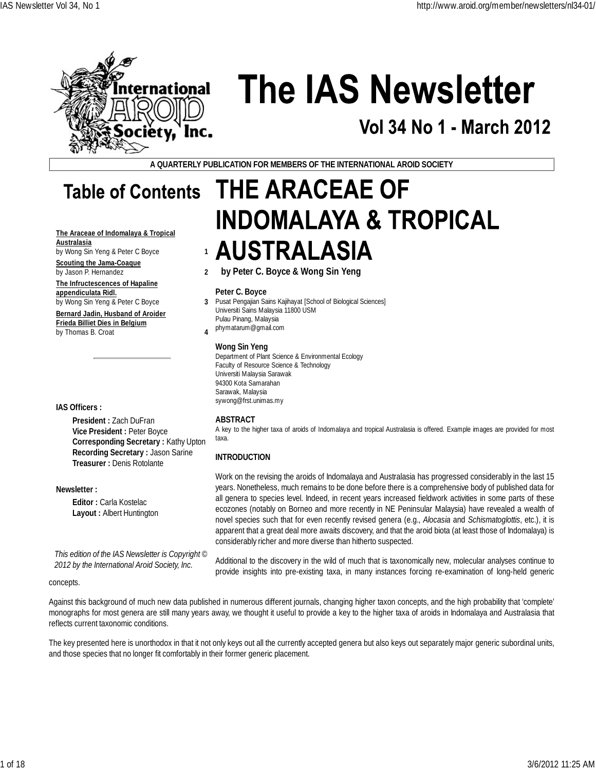# The IAS Newsletter

## Vol 34 No 1 - March 2012

A QUARTERLY PUBLICATION FOR MEMBERS OF THE INTERNATIONAL AROID SOCIETY

## Table of Contents

The Araceae of Indomalaya & Tropical Australasia
by Wong Sin Yeng & Peter C Boyce — 1

Scouting the Jama-Coaque
by Jason P. Hernandez — 2

The Infructescences of Hapaline appendiculata Ridl.
by Wong Sin Yeng & Peter C Boyce — 3

Bernard Jadin, Husband of Aroider Frieda Billiet Dies in Belgium
by Thomas B. Croat — 4

**IAS Officers :**

**President :** Zach DuFran
**Vice President :** Peter Boyce
**Corresponding Secretary :** Kathy Upton
**Recording Secretary :** Jason Sarine
**Treasurer :** Denis Rotolante

**Newsletter :**

**Editor :** Carla Kostelac
**Layout :** Albert Huntington

*This edition of the IAS Newsletter is Copyright © 2012 by the International Aroid Society, Inc.*

# THE ARACEAE OF INDOMALAYA & TROPICAL AUSTRALASIA

**by Peter C. Boyce & Wong Sin Yeng**

**Peter C. Boyce**
Pusat Pengajian Sains Kajihayat [School of Biological Sciences]
Universiti Sains Malaysia 11800 USM
Pulau Pinang, Malaysia
phymatarum@gmail.com

**Wong Sin Yeng**
Department of Plant Science & Environmental Ecology
Faculty of Resource Science & Technology
Universiti Malaysia Sarawak
94300 Kota Samarahan
Sarawak, Malaysia
sywong@frst.unimas.my

### ABSTRACT

A key to the higher taxa of aroids of Indomalaya and tropical Australasia is offered. Example images are provided for most taxa.

### INTRODUCTION

Work on the revising the aroids of Indomalaya and Australasia has progressed considerably in the last 15 years. Nonetheless, much remains to be done before there is a comprehensive body of published data for all genera to species level. Indeed, in recent years increased fieldwork activities in some parts of these ecozones (notably on Borneo and more recently in NE Peninsular Malaysia) have revealed a wealth of novel species such that for even recently revised genera (e.g., *Alocasia* and *Schismatoglottis*, etc.), it is apparent that a great deal more awaits discovery, and that the aroid biota (at least those of Indomalaya) is considerably richer and more diverse than hitherto suspected.

Additional to the discovery in the wild of much that is taxonomically new, molecular analyses continue to provide insights into pre-existing taxa, in many instances forcing re-examination of long-held generic concepts.

Against this background of much new data published in numerous different journals, changing higher taxon concepts, and the high probability that 'complete' monographs for most genera are still many years away, we thought it useful to provide a key to the higher taxa of aroids in Indomalaya and Australasia that reflects current taxonomic conditions.

The key presented here is unorthodox in that it not only keys out all the currently accepted genera but also keys out separately major generic subordinal units, and those species that no longer fit comfortably in their former generic placement.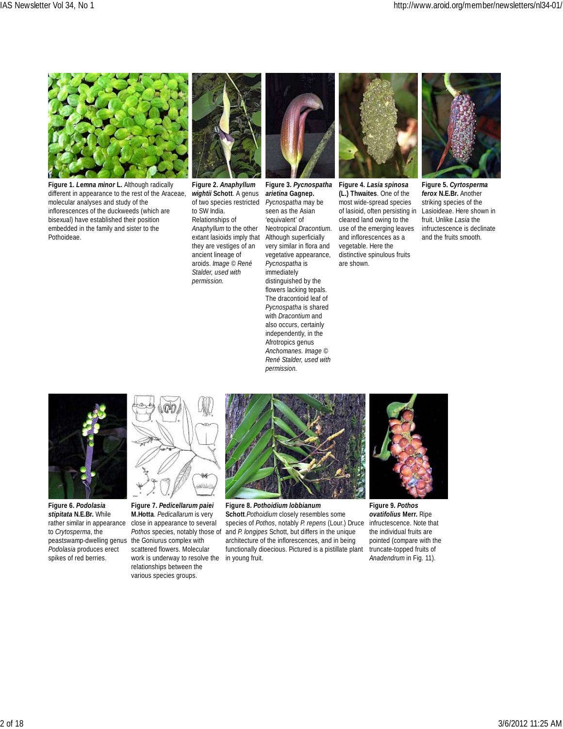**Figure 1.** ***Lemna minor*** **L.** Although radically different in appearance to the rest of the Araceae, molecular analyses and study of the inflorescences of the duckweeds (which are bisexual) have established their position embedded in the family and sister to the Pothoideae.

**Figure 2.** ***Anaphyllum wightii*** **Schott**. A genus of two species restricted to SW India. Relationships of *Anaphyllum* to the other extant lasioids imply that they are vestiges of an ancient lineage of aroids. *Image © René Stalder, used with permission.*

**Figure 3.** ***Pycnospatha arietina*** **Gagnep.** *Pycnospatha* may be seen as the Asian 'equivalent' of Neotropical *Dracontium*. Although superficially very similar in flora and vegetative appearance, *Pycnospatha* is immediately distinguished by the flowers lacking tepals. The dracontioid leaf of *Pycnospatha* is shared with *Dracontium* and also occurs, certainly independently, in the Afrotropics genus *Anchomanes*. *Image © René Stalder, used with permission.*

**Figure 4.** ***Lasia spinosa*** **(L.) Thwaites**. One of the most wide-spread species of lasioid, often persisting in cleared land owing to the use of the emerging leaves and inflorescences as a vegetable. Here the distinctive spinulous fruits are shown.

**Figure 5.** ***Cyrtosperma ferox*** **N.E.Br.** Another striking species of the Lasioideae. Here shown in fruit. Unlike *Lasia* the infructescence is declinate and the fruits smooth.

**Figure 6.** ***Podolasia stipitata*** **N.E.Br.** While rather similar in appearance to *Crytosperma*, the peastswamp-dwelling genus *Podolasia* produces erect spikes of red berries.

**Figure 7.** ***Pedicellarum paiei*** **M.Hotta**. *Pedicallarum* is very close in appearance to several *Pothos* species, notably those of the Goniurus complex with scattered flowers. Molecular work is underway to resolve the relationships between the various species groups.

**Figure 8.** ***Pothoidium lobbianum*** **Schott**.*Pothoidium* closely resembles some species of *Pothos*, notably *P. repens* (Lour.) Druce and *P. longipes* Schott, but differs in the unique architecture of the inflorescences, and in being functionally dioecious. Pictured is a pistillate plant in young fruit.

**Figure 9.** ***Pothos ovatifolius*** **Merr.** Ripe infructescence. Note that the individual fruits are pointed (compare with the truncate-topped fruits of *Anadendrum* in Fig. 11).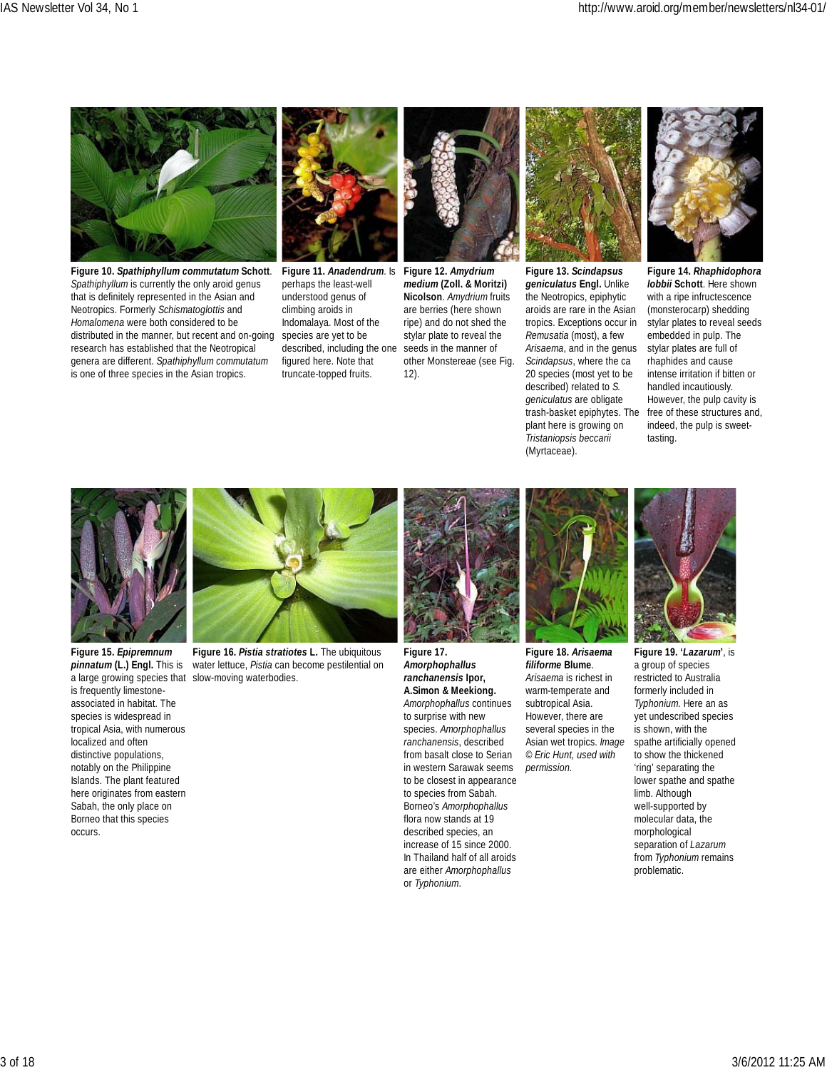**Figure 10. *Spathiphyllum commutatum* Schott**. *Spathiphyllum* is currently the only aroid genus that is definitely represented in the Asian and Neotropics. Formerly *Schismatoglottis* and *Homalomena* were both considered to be distributed in the manner, but recent and on-going research has established that the Neotropical genera are different. *Spathiphyllum commutatum* is one of three species in the Asian tropics.

**Figure 11. *Anadendrum***. Is perhaps the least-well understood genus of climbing aroids in Indomalaya. Most of the species are yet to be described, including the one figured here. Note that truncate-topped fruits.

**Figure 12. *Amydrium medium* (Zoll. & Moritzi) Nicolson**. *Amydrium* fruits are berries (here shown ripe) and do not shed the stylar plate to reveal the seeds in the manner of other Monstereae (see Fig. 12).

**Figure 13. *Scindapsus geniculatus* Engl.** Unlike the Neotropics, epiphytic aroids are rare in the Asian tropics. Exceptions occur in *Remusatia* (most), a few *Arisaema*, and in the genus *Scindapsus*, where the ca 20 species (most yet to be described) related to *S. geniculatus* are obligate trash-basket epiphytes. The plant here is growing on *Tristaniopsis beccarii* (Myrtaceae).

**Figure 14. *Rhaphidophora lobbii* Schott**. Here shown with a ripe infructescence (monsterocarp) shedding stylar plates to reveal seeds embedded in pulp. The stylar plates are full of rhaphides and cause intense irritation if bitten or handled incautiously. However, the pulp cavity is free of these structures and, indeed, the pulp is sweet-tasting.

**Figure 15. *Epipremnum pinnatum* (L.) Engl.** This is a large growing species that is frequently limestone-associated in habitat. The species is widespread in tropical Asia, with numerous localized and often distinctive populations, notably on the Philippine Islands. The plant featured here originates from eastern Sabah, the only place on Borneo that this species occurs.

**Figure 16. *Pistia stratiotes* L.** The ubiquitous water lettuce, *Pistia* can become pestilential on slow-moving waterbodies.

**Figure 17. *Amorphophallus ranchanensis* Ipor, A.Simon & Meekiong.** *Amorphophallus* continues to surprise with new species. *Amorphophallus ranchanensis*, described from basalt close to Serian in western Sarawak seems to be closest in appearance to species from Sabah. Borneo's *Amorphophallus* flora now stands at 19 described species, an increase of 15 since 2000. In Thailand half of all aroids are either *Amorphophallus* or *Typhonium*.

**Figure 18. *Arisaema filiforme* Blume**. *Arisaema* is richest in warm-temperate and subtropical Asia. However, there are several species in the Asian wet tropics. *Image © Eric Hunt, used with permission.*

**Figure 19. '*Lazarum*'**, is a group of species restricted to Australia formerly included in *Typhonium*. Here an as yet undescribed species is shown, with the spathe artificially opened to show the thickened 'ring' separating the lower spathe and spathe limb. Although well-supported by molecular data, the morphological separation of *Lazarum* from *Typhonium* remains problematic.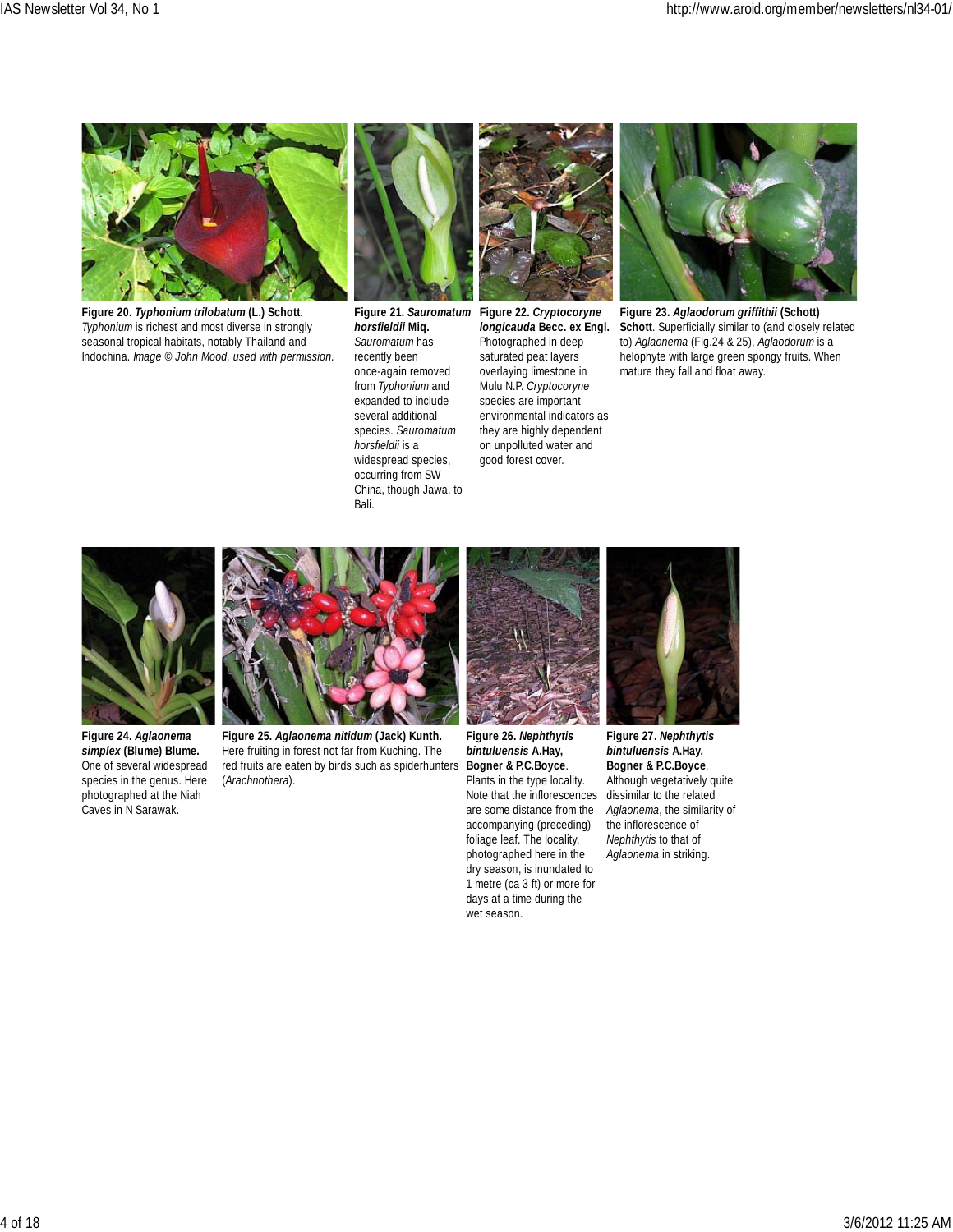**Figure 20. *Typhonium trilobatum* (L.) Schott**. *Typhonium* is richest and most diverse in strongly seasonal tropical habitats, notably Thailand and Indochina. *Image © John Mood, used with permission.*

**Figure 21. *Sauromatum horsfieldii* Miq.** *Sauromatum* has recently been once-again removed from *Typhonium* and expanded to include several additional species. *Sauromatum horsfieldii* is a widespread species, occurring from SW China, though Jawa, to Bali.

**Figure 22. *Cryptocoryne longicauda* Becc. ex Engl.** Photographed in deep saturated peat layers overlaying limestone in Mulu N.P. *Cryptocoryne* species are important environmental indicators as they are highly dependent on unpolluted water and good forest cover.

**Figure 23. *Aglaodorum griffithii* (Schott) Schott**. Superficially similar to (and closely related to) *Aglaonema* (Fig.24 & 25), *Aglaodorum* is a helophyte with large green spongy fruits. When mature they fall and float away.

**Figure 24. *Aglaonema simplex* (Blume) Blume.** One of several widespread species in the genus. Here photographed at the Niah Caves in N Sarawak.

**Figure 25. *Aglaonema nitidum* (Jack) Kunth.** Here fruiting in forest not far from Kuching. The red fruits are eaten by birds such as spiderhunters (*Arachnothera*).

**Figure 26. *Nephthytis bintuluensis* A.Hay, Bogner & P.C.Boyce**. Plants in the type locality. Note that the inflorescences are some distance from the accompanying (preceding) foliage leaf. The locality, photographed here in the dry season, is inundated to 1 metre (ca 3 ft) or more for days at a time during the wet season.

**Figure 27. *Nephthytis bintuluensis* A.Hay, Bogner & P.C.Boyce**. Although vegetatively quite dissimilar to the related *Aglaonema*, the similarity of the inflorescence of *Nephthytis* to that of *Aglaonema* in striking.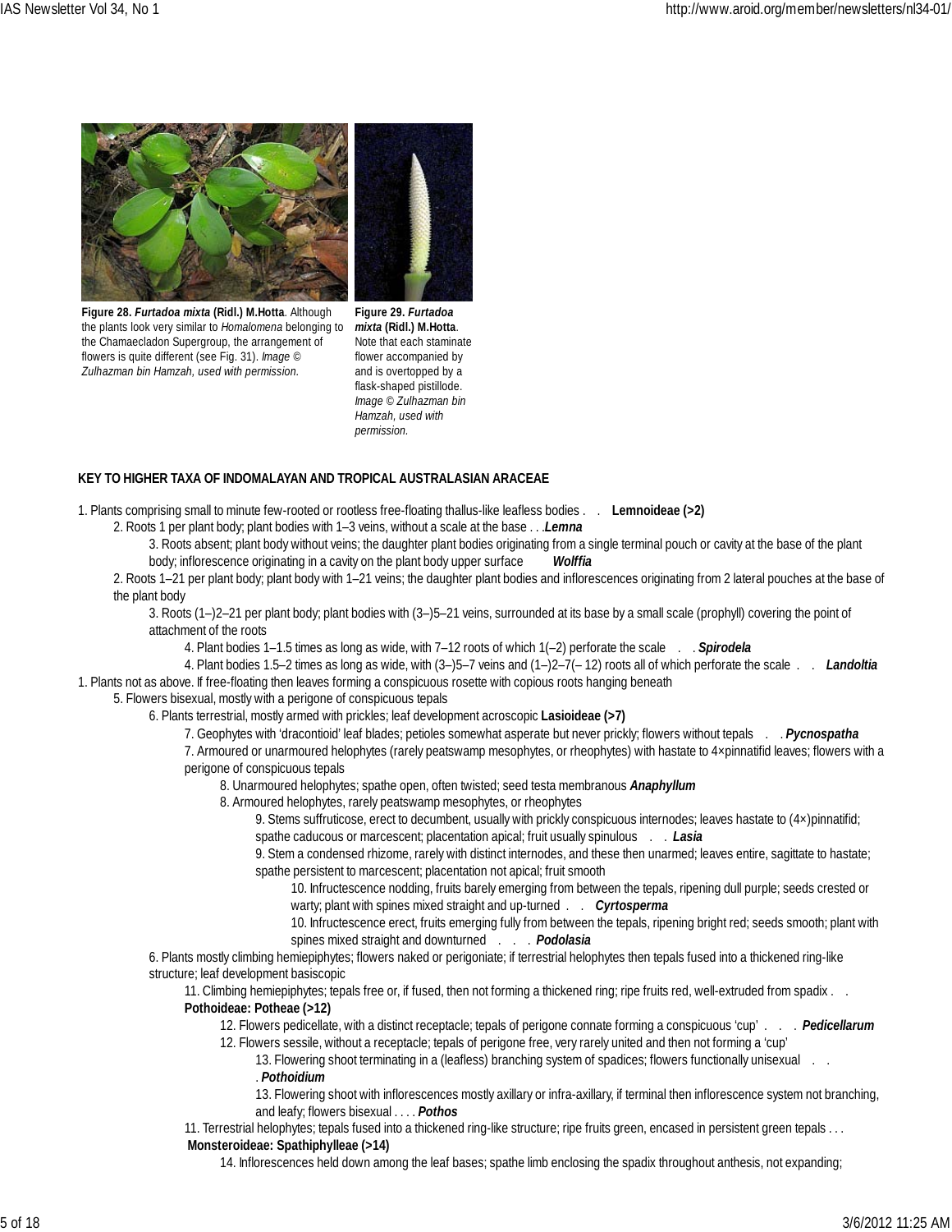**Figure 28. *Furtadoa mixta* (Ridl.) M.Hotta**. Although the plants look very similar to *Homalomena* belonging to the Chamaecladon Supergroup, the arrangement of flowers is quite different (see Fig. 31). *Image © Zulhazman bin Hamzah, used with permission.*

**Figure 29. *Furtadoa mixta* (Ridl.) M.Hotta**. Note that each staminate flower accompanied by and is overtopped by a flask-shaped pistillode. *Image © Zulhazman bin Hamzah, used with permission.*

**KEY TO HIGHER TAXA OF INDOMALAYAN AND TROPICAL AUSTRALASIAN ARACEAE**

1. Plants comprising small to minute few-rooted or rootless free-floating thallus-like leafless bodies . . **Lemnoideae (>2)**
    2. Roots 1 per plant body; plant bodies with 1–3 veins, without a scale at the base . . .***Lemna***
        3. Roots absent; plant body without veins; the daughter plant bodies originating from a single terminal pouch or cavity at the base of the plant body; inflorescence originating in a cavity on the plant body upper surface ***Wolffia***
    2. Roots 1–21 per plant body; plant body with 1–21 veins; the daughter plant bodies and inflorescences originating from 2 lateral pouches at the base of the plant body
        3. Roots (1–)2–21 per plant body; plant bodies with (3–)5–21 veins, surrounded at its base by a small scale (prophyll) covering the point of attachment of the roots
            4. Plant bodies 1–1.5 times as long as wide, with 7–12 roots of which 1(–2) perforate the scale . . ***Spirodela***
            4. Plant bodies 1.5–2 times as long as wide, with (3–)5–7 veins and (1–)2–7(– 12) roots all of which perforate the scale . . ***Landoltia***
1. Plants not as above. If free-floating then leaves forming a conspicuous rosette with copious roots hanging beneath
    5. Flowers bisexual, mostly with a perigone of conspicuous tepals
        6. Plants terrestrial, mostly armed with prickles; leaf development acroscopic **Lasioideae (>7)**
            7. Geophytes with 'dracontioid' leaf blades; petioles somewhat asperate but never prickly; flowers without tepals . . ***Pycnospatha***
            7. Armoured or unarmoured helophytes (rarely peatswamp mesophytes, or rheophytes) with hastate to 4×pinnatifid leaves; flowers with a perigone of conspicuous tepals
                8. Unarmoured helophytes; spathe open, often twisted; seed testa membranous ***Anaphyllum***
                8. Armoured helophytes, rarely peatswamp mesophytes, or rheophytes
                    9. Stems suffruticose, erect to decumbent, usually with prickly conspicuous internodes; leaves hastate to (4×)pinnatifid; spathe caducous or marcescent; placentation apical; fruit usually spinulous . . ***Lasia***
                    9. Stem a condensed rhizome, rarely with distinct internodes, and these then unarmed; leaves entire, sagittate to hastate; spathe persistent to marcescent; placentation not apical; fruit smooth
                        10. Infructescence nodding, fruits barely emerging from between the tepals, ripening dull purple; seeds crested or warty; plant with spines mixed straight and up-turned . . ***Cyrtosperma***
                        10. Infructescence erect, fruits emerging fully from between the tepals, ripening bright red; seeds smooth; plant with spines mixed straight and downturned . . . ***Podolasia***
        6. Plants mostly climbing hemiepiphytes; flowers naked or perigoniate; if terrestrial helophytes then tepals fused into a thickened ring-like structure; leaf development basiscopic
            11. Climbing hemiepiphytes; tepals free or, if fused, then not forming a thickened ring; ripe fruits red, well-extruded from spadix . . **Pothoideae: Potheae (>12)**
                12. Flowers pedicellate, with a distinct receptacle; tepals of perigone connate forming a conspicuous 'cup' . . . ***Pedicellarum***
                12. Flowers sessile, without a receptacle; tepals of perigone free, very rarely united and then not forming a 'cup'
                    13. Flowering shoot terminating in a (leafless) branching system of spadices; flowers functionally unisexual . . . ***Pothoidium***
                    13. Flowering shoot with inflorescences mostly axillary or infra-axillary, if terminal then inflorescence system not branching, and leafy; flowers bisexual . . . . ***Pothos***
            11. Terrestrial helophytes; tepals fused into a thickened ring-like structure; ripe fruits green, encased in persistent green tepals . . . **Monsteroideae: Spathiphylleae (>14)**
                14. Inflorescences held down among the leaf bases; spathe limb enclosing the spadix throughout anthesis, not expanding;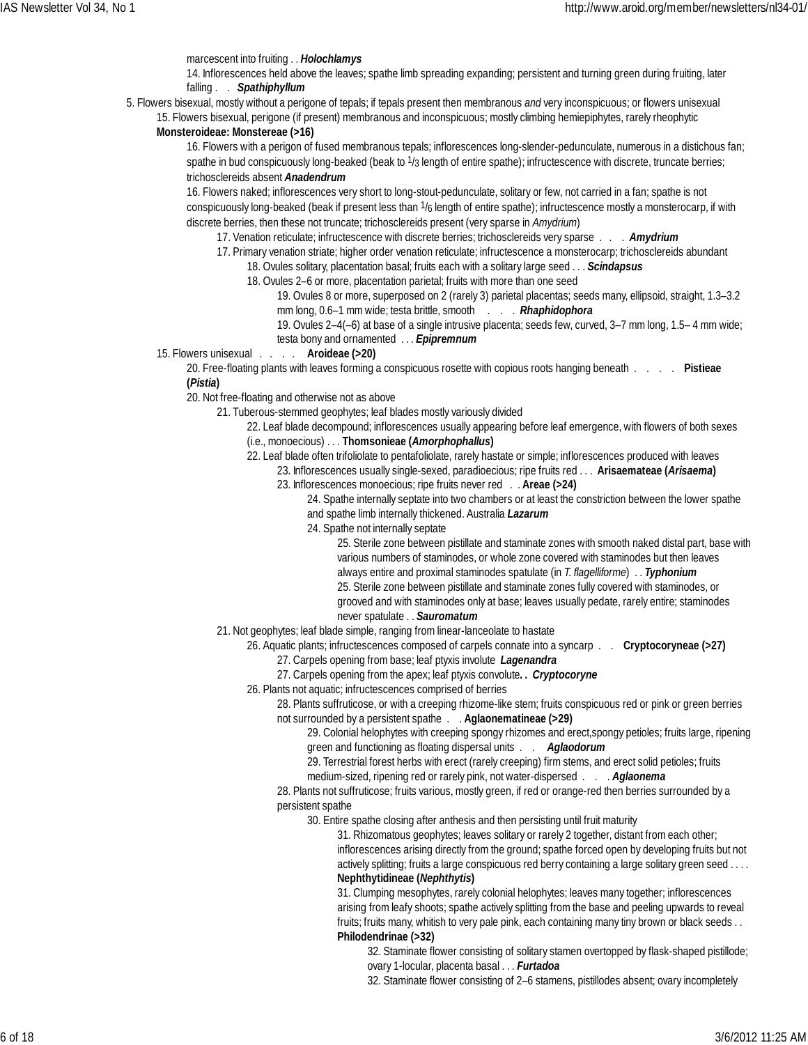marcescent into fruiting . . ***Holochlamys***

14. Inflorescences held above the leaves; spathe limb spreading expanding; persistent and turning green during fruiting, later falling . . ***Spathiphyllum***

5. Flowers bisexual, mostly without a perigone of tepals; if tepals present then membranous *and* very inconspicuous; or flowers unisexual

15. Flowers bisexual, perigone (if present) membranous and inconspicuous; mostly climbing hemiepiphytes, rarely rheophytic **Monsteroideae: Monstereae (>16)**

16. Flowers with a perigon of fused membranous tepals; inflorescences long-slender-pedunculate, numerous in a distichous fan; spathe in bud conspicuously long-beaked (beak to 1/3 length of entire spathe); infructescence with discrete, truncate berries; trichosclereids absent ***Anadendrum***

16. Flowers naked; inflorescences very short to long-stout-pedunculate, solitary or few, not carried in a fan; spathe is not conspicuously long-beaked (beak if present less than 1/6 length of entire spathe); infructescence mostly a monsterocarp, if with discrete berries, then these not truncate; trichosclereids present (very sparse in *Amydrium*)

17. Venation reticulate; infructescence with discrete berries; trichosclereids very sparse . . . ***Amydrium***

17. Primary venation striate; higher order venation reticulate; infructescence a monsterocarp; trichosclereids abundant

18. Ovules solitary, placentation basal; fruits each with a solitary large seed . . . ***Scindapsus***

18. Ovules 2–6 or more, placentation parietal; fruits with more than one seed

19. Ovules 8 or more, superposed on 2 (rarely 3) parietal placentas; seeds many, ellipsoid, straight, 1.3–3.2 mm long, 0.6–1 mm wide; testa brittle, smooth . . . ***Rhaphidophora***

19. Ovules 2–4(–6) at base of a single intrusive placenta; seeds few, curved, 3–7 mm long, 1.5– 4 mm wide; testa bony and ornamented . . . ***Epipremnum***

15. Flowers unisexual . . . . **Aroideae (>20)**

20. Free-floating plants with leaves forming a conspicuous rosette with copious roots hanging beneath . . . . **Pistieae (*Pistia*)**

20. Not free-floating and otherwise not as above

21. Tuberous-stemmed geophytes; leaf blades mostly variously divided

22. Leaf blade decompound; inflorescences usually appearing before leaf emergence, with flowers of both sexes (i.e., monoecious) . . . **Thomsonieae (*Amorphophallus*)**

22. Leaf blade often trifoliolate to pentafoliolate, rarely hastate or simple; inflorescences produced with leaves

23. Inflorescences usually single-sexed, paradioecious; ripe fruits red . . . **Arisaemateae (*Arisaema*)**

23. Inflorescences monoecious; ripe fruits never red . . **Areae (>24)**

24. Spathe internally septate into two chambers or at least the constriction between the lower spathe and spathe limb internally thickened. Australia ***Lazarum***

24. Spathe not internally septate

25. Sterile zone between pistillate and staminate zones with smooth naked distal part, base with various numbers of staminodes, or whole zone covered with staminodes but then leaves always entire and proximal staminodes spatulate (in *T. flagelliforme*) . . ***Typhonium***

25. Sterile zone between pistillate and staminate zones fully covered with staminodes, or grooved and with staminodes only at base; leaves usually pedate, rarely entire; staminodes never spatulate . . ***Sauromatum***

21. Not geophytes; leaf blade simple, ranging from linear-lanceolate to hastate

26. Aquatic plants; infructescences composed of carpels connate into a syncarp . . **Cryptocoryneae (>27)**

27. Carpels opening from base; leaf ptyxis involute ***Lagenandra***

27. Carpels opening from the apex; leaf ptyxis convolute. . ***Cryptocoryne***

26. Plants not aquatic; infructescences comprised of berries

28. Plants suffruticose, or with a creeping rhizome-like stem; fruits conspicuous red or pink or green berries not surrounded by a persistent spathe . . **Aglaonematineae (>29)**

29. Colonial helophytes with creeping spongy rhizomes and erect,spongy petioles; fruits large, ripening green and functioning as floating dispersal units . . ***Aglaodorum***

29. Terrestrial forest herbs with erect (rarely creeping) firm stems, and erect solid petioles; fruits medium-sized, ripening red or rarely pink, not water-dispersed . . . ***Aglaonema***

28. Plants not suffruticose; fruits various, mostly green, if red or orange-red then berries surrounded by a persistent spathe

30. Entire spathe closing after anthesis and then persisting until fruit maturity

31. Rhizomatous geophytes; leaves solitary or rarely 2 together, distant from each other; inflorescences arising directly from the ground; spathe forced open by developing fruits but not actively splitting; fruits a large conspicuous red berry containing a large solitary green seed . . . . **Nephthytidineae (*Nephthytis*)**

31. Clumping mesophytes, rarely colonial helophytes; leaves many together; inflorescences arising from leafy shoots; spathe actively splitting from the base and peeling upwards to reveal fruits; fruits many, whitish to very pale pink, each containing many tiny brown or black seeds . . **Philodendrinae (>32)**

32. Staminate flower consisting of solitary stamen overtopped by flask-shaped pistillode; ovary 1-locular, placenta basal . . . ***Furtadoa***

32. Staminate flower consisting of 2–6 stamens, pistillodes absent; ovary incompletely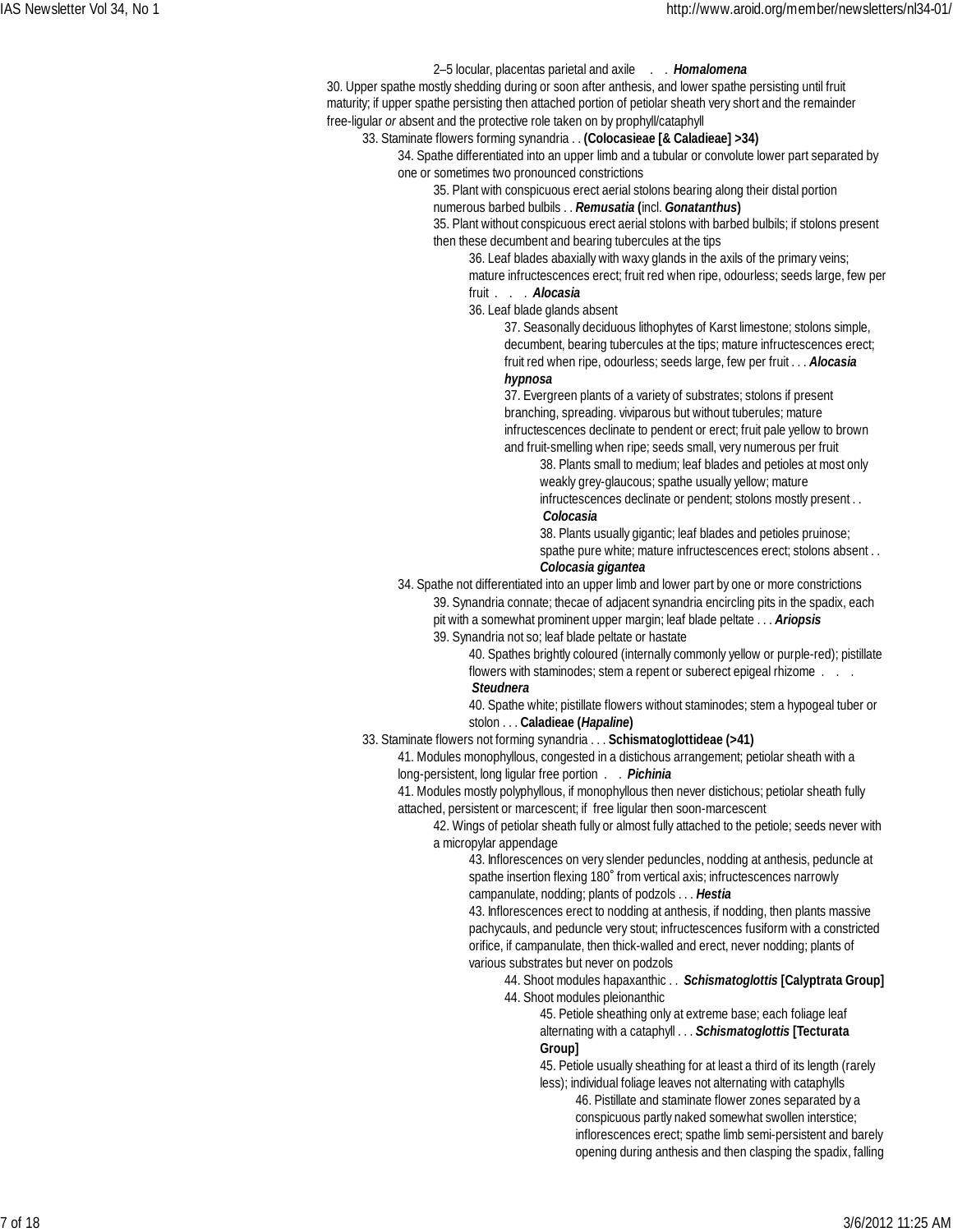2–5 locular, placentas parietal and axile . . ***Homalomena***

30. Upper spathe mostly shedding during or soon after anthesis, and lower spathe persisting until fruit maturity; if upper spathe persisting then attached portion of petiolar sheath very short and the remainder free-ligular *or* absent and the protective role taken on by prophyll/cataphyll

33. Staminate flowers forming synandria . . **(Colocasieae [& Caladieae] >34)**

34. Spathe differentiated into an upper limb and a tubular or convolute lower part separated by one or sometimes two pronounced constrictions

35. Plant with conspicuous erect aerial stolons bearing along their distal portion numerous barbed bulbils . . ***Remusatia*** **(**incl. ***Gonatanthus*****)**

35. Plant without conspicuous erect aerial stolons with barbed bulbils; if stolons present then these decumbent and bearing tubercules at the tips

36. Leaf blades abaxially with waxy glands in the axils of the primary veins; mature infructescences erect; fruit red when ripe, odourless; seeds large, few per fruit . . . ***Alocasia***

36. Leaf blade glands absent

37. Seasonally deciduous lithophytes of Karst limestone; stolons simple, decumbent, bearing tubercules at the tips; mature infructescences erect; fruit red when ripe, odourless; seeds large, few per fruit . . . ***Alocasia hypnosa***

37. Evergreen plants of a variety of substrates; stolons if present branching, spreading. viviparous but without tuberules; mature infructescences declinate to pendent or erect; fruit pale yellow to brown and fruit-smelling when ripe; seeds small, very numerous per fruit

38. Plants small to medium; leaf blades and petioles at most only weakly grey-glaucous; spathe usually yellow; mature infructescences declinate or pendent; stolons mostly present . . ***Colocasia***

38. Plants usually gigantic; leaf blades and petioles pruinose; spathe pure white; mature infructescences erect; stolons absent . . ***Colocasia gigantea***

34. Spathe not differentiated into an upper limb and lower part by one or more constrictions

39. Synandria connate; thecae of adjacent synandria encircling pits in the spadix, each pit with a somewhat prominent upper margin; leaf blade peltate . . . ***Ariopsis***

39. Synandria not so; leaf blade peltate or hastate

40. Spathes brightly coloured (internally commonly yellow or purple-red); pistillate flowers with staminodes; stem a repent or suberect epigeal rhizome . . . ***Steudnera***

40. Spathe white; pistillate flowers without staminodes; stem a hypogeal tuber or stolon . . . **Caladieae (*Hapaline*)**

33. Staminate flowers not forming synandria . . . **Schismatoglottideae (>41)**

41. Modules monophyllous, congested in a distichous arrangement; petiolar sheath with a long-persistent, long ligular free portion . . ***Pichinia***

41. Modules mostly polyphyllous, if monophyllous then never distichous; petiolar sheath fully attached, persistent or marcescent; if free ligular then soon-marcescent

42. Wings of petiolar sheath fully or almost fully attached to the petiole; seeds never with a micropylar appendage

43. Inflorescences on very slender peduncles, nodding at anthesis, peduncle at spathe insertion flexing 180˚ from vertical axis; infructescences narrowly campanulate, nodding; plants of podzols . . . ***Hestia***

43. Inflorescences erect to nodding at anthesis, if nodding, then plants massive pachycauls, and peduncle very stout; infructescences fusiform with a constricted orifice, if campanulate, then thick-walled and erect, never nodding; plants of various substrates but never on podzols

44. Shoot modules hapaxanthic . . ***Schismatoglottis*** **[Calyptrata Group]**

44. Shoot modules pleionanthic

45. Petiole sheathing only at extreme base; each foliage leaf alternating with a cataphyll . . . ***Schismatoglottis*** **[Tecturata Group]**

45. Petiole usually sheathing for at least a third of its length (rarely less); individual foliage leaves not alternating with cataphylls

46. Pistillate and staminate flower zones separated by a conspicuous partly naked somewhat swollen interstice; inflorescences erect; spathe limb semi-persistent and barely opening during anthesis and then clasping the spadix, falling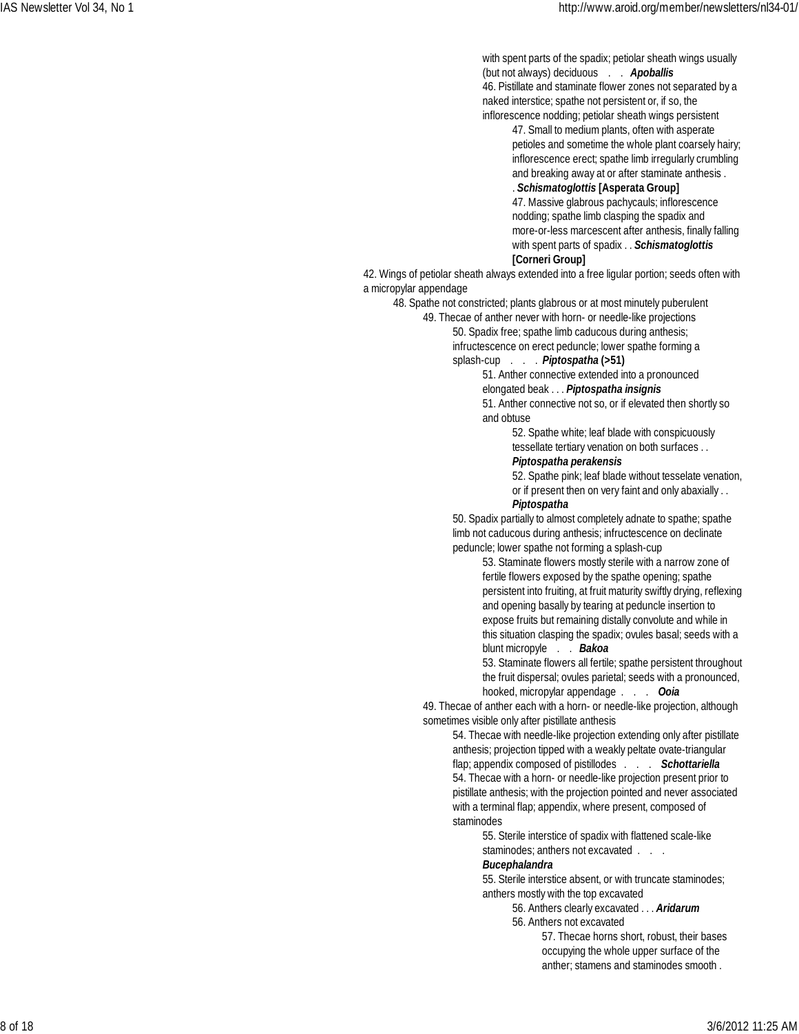with spent parts of the spadix; petiolar sheath wings usually (but not always) deciduous . . ***Apoballis***

46. Pistillate and staminate flower zones not separated by a naked interstice; spathe not persistent or, if so, the inflorescence nodding; petiolar sheath wings persistent

47. Small to medium plants, often with asperate petioles and sometime the whole plant coarsely hairy; inflorescence erect; spathe limb irregularly crumbling and breaking away at or after staminate anthesis . . ***Schismatoglottis* [Asperata Group]**

47. Massive glabrous pachycauls; inflorescence nodding; spathe limb clasping the spadix and more-or-less marcescent after anthesis, finally falling with spent parts of spadix . . ***Schismatoglottis* [Corneri Group]**

42. Wings of petiolar sheath always extended into a free ligular portion; seeds often with a micropylar appendage

48. Spathe not constricted; plants glabrous or at most minutely puberulent

49. Thecae of anther never with horn- or needle-like projections

50. Spadix free; spathe limb caducous during anthesis; infructescence on erect peduncle; lower spathe forming a splash-cup . . . ***Piptospatha* (>51)**

51. Anther connective extended into a pronounced elongated beak . . . ***Piptospatha insignis***

51. Anther connective not so, or if elevated then shortly so and obtuse

52. Spathe white; leaf blade with conspicuously tessellate tertiary venation on both surfaces . . ***Piptospatha perakensis***

52. Spathe pink; leaf blade without tesselate venation, or if present then on very faint and only abaxially . . ***Piptospatha***

50. Spadix partially to almost completely adnate to spathe; spathe limb not caducous during anthesis; infructescence on declinate peduncle; lower spathe not forming a splash-cup

53. Staminate flowers mostly sterile with a narrow zone of fertile flowers exposed by the spathe opening; spathe persistent into fruiting, at fruit maturity swiftly drying, reflexing and opening basally by tearing at peduncle insertion to expose fruits but remaining distally convolute and while in this situation clasping the spadix; ovules basal; seeds with a blunt micropyle . . ***Bakoa***

53. Staminate flowers all fertile; spathe persistent throughout the fruit dispersal; ovules parietal; seeds with a pronounced, hooked, micropylar appendage . . . ***Ooia***

49. Thecae of anther each with a horn- or needle-like projection, although sometimes visible only after pistillate anthesis

54. Thecae with needle-like projection extending only after pistillate anthesis; projection tipped with a weakly peltate ovate-triangular flap; appendix composed of pistillodes . . . ***Schottariella***

54. Thecae with a horn- or needle-like projection present prior to pistillate anthesis; with the projection pointed and never associated with a terminal flap; appendix, where present, composed of staminodes

55. Sterile interstice of spadix with flattened scale-like staminodes; anthers not excavated . . . ***Bucephalandra***

55. Sterile interstice absent, or with truncate staminodes; anthers mostly with the top excavated

56. Anthers clearly excavated . . . ***Aridarum***

56. Anthers not excavated

57. Thecae horns short, robust, their bases occupying the whole upper surface of the anther; stamens and staminodes smooth .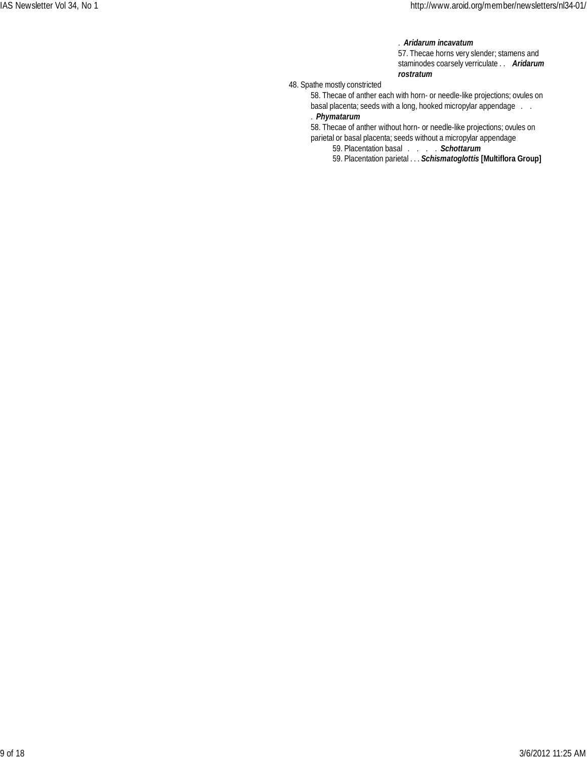. ***Aridarum incavatum***

57. Thecae horns very slender; stamens and staminodes coarsely verriculate . . ***Aridarum rostratum***

48. Spathe mostly constricted

58. Thecae of anther each with horn- or needle-like projections; ovules on basal placenta; seeds with a long, hooked micropylar appendage . . . ***Phymatarum***

58. Thecae of anther without horn- or needle-like projections; ovules on parietal or basal placenta; seeds without a micropylar appendage

59. Placentation basal . . . . ***Schottarum***

59. Placentation parietal . . . ***Schismatoglottis* [Multiflora Group]**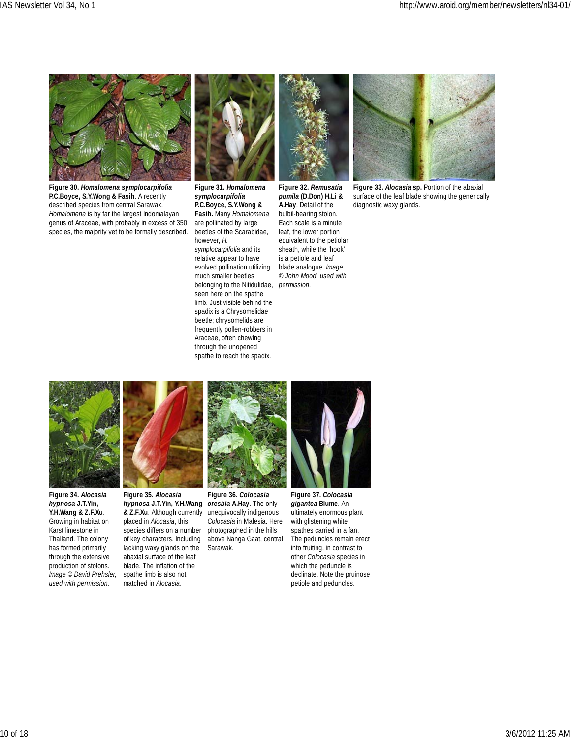**Figure 30. *Homalomena symplocarpifolia* P.C.Boyce, S.Y.Wong & Fasih**. A recently described species from central Sarawak. *Homalomena* is by far the largest Indomalayan genus of Araceae, with probably in excess of 350 species, the majority yet to be formally described.

**Figure 31. *Homalomena symplocarpifolia* P.C.Boyce, S.Y.Wong & Fasih.** Many *Homalomena* are pollinated by large beetles of the Scarabidae, however, *H. symplocarpifolia* and its relative appear to have evolved pollination utilizing much smaller beetles belonging to the Nitidulidae, seen here on the spathe limb. Just visible behind the spadix is a Chrysomelidae beetle; chrysomelids are frequently pollen-robbers in Araceae, often chewing through the unopened spathe to reach the spadix.

**Figure 32. *Remusatia pumila* (D.Don) H.Li & A.Hay**. Detail of the bulbil-bearing stolon. Each scale is a minute leaf, the lower portion equivalent to the petiolar sheath, while the 'hook' is a petiole and leaf blade analogue. *Image © John Mood, used with permission.*

**Figure 33. *Alocasia* sp.** Portion of the abaxial surface of the leaf blade showing the generically diagnostic waxy glands.

**Figure 34. *Alocasia hypnosa* J.T.Yin, Y.H.Wang & Z.F.Xu**. Growing in habitat on Karst limestone in Thailand. The colony has formed primarily through the extensive production of stolons. *Image © David Prehsler, used with permission.*

**Figure 35. *Alocasia hypnosa* J.T.Yin, Y.H.Wang & Z.F.Xu**. Although currently placed in *Alocasia*, this species differs on a number of key characters, including lacking waxy glands on the abaxial surface of the leaf blade. The inflation of the spathe limb is also not matched in *Alocasia*.

**Figure 36. *Colocasia oresbia* A.Hay**. The only unequivocally indigenous *Colocasia* in Malesia. Here photographed in the hills above Nanga Gaat, central Sarawak.

**Figure 37. *Colocasia gigantea* Blume**. An ultimately enormous plant with glistening white spathes carried in a fan. The peduncles remain erect into fruiting, in contrast to other *Colocasia* species in which the peduncle is declinate. Note the pruinose petiole and peduncles.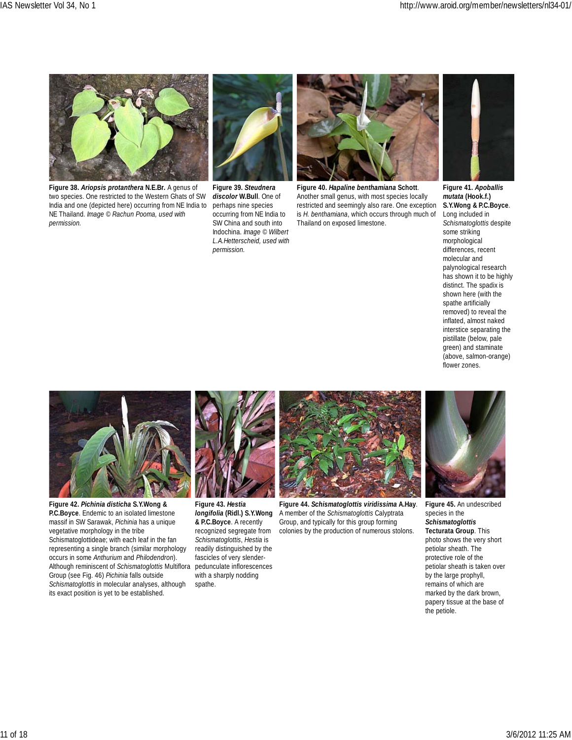**Figure 38. *Ariopsis protanthera* N.E.Br.** A genus of two species. One restricted to the Western Ghats of SW India and one (depicted here) occurring from NE India to NE Thailand. *Image © Rachun Pooma, used with permission.*

**Figure 39. *Steudnera discolor* W.Bull**. One of perhaps nine species occurring from NE India to SW China and south into Indochina. *Image © Wilbert L.A.Hetterscheid, used with permission.*

**Figure 40. *Hapaline benthamiana* Schott**. Another small genus, with most species locally restricted and seemingly also rare. One exception is *H. benthamiana*, which occurs through much of Thailand on exposed limestone.

**Figure 41. *Apoballis mutata* (Hook.f.) S.Y.Wong & P.C.Boyce**. Long included in *Schismatoglottis* despite some striking morphological differences, recent molecular and palynological research has shown it to be highly distinct. The spadix is shown here (with the spathe artificially removed) to reveal the inflated, almost naked interstice separating the pistillate (below, pale green) and staminate (above, salmon-orange) flower zones.

**Figure 42. *Pichinia disticha* S.Y.Wong & P.C.Boyce**. Endemic to an isolated limestone massif in SW Sarawak, *Pichinia* has a unique vegetative morphology in the tribe Schismatoglottideae; with each leaf in the fan representing a single branch (similar morphology occurs in some *Anthurium* and *Philodendron*). Although reminiscent of *Schismatoglottis* Multiflora Group (see Fig. 46) *Pichinia* falls outside *Schismatoglottis* in molecular analyses, although its exact position is yet to be established.

**Figure 43. *Hestia longifolia* (Ridl.) S.Y.Wong & P.C.Boyce**. A recently recognized segregate from *Schismatoglottis*, *Hestia* is readily distinguished by the fascicles of very slender-pedunculate inflorescences with a sharply nodding spathe.

**Figure 44. *Schismatoglottis viridissima* A.Hay**. A member of the *Schismatoglottis* Calyptrata Group, and typically for this group forming colonies by the production of numerous stolons.

**Figure 45.** An undescribed species in the ***Schismatoglottis* Tecturata Group**. This photo shows the very short petiolar sheath. The protective role of the petiolar sheath is taken over by the large prophyll, remains of which are marked by the dark brown, papery tissue at the base of the petiole.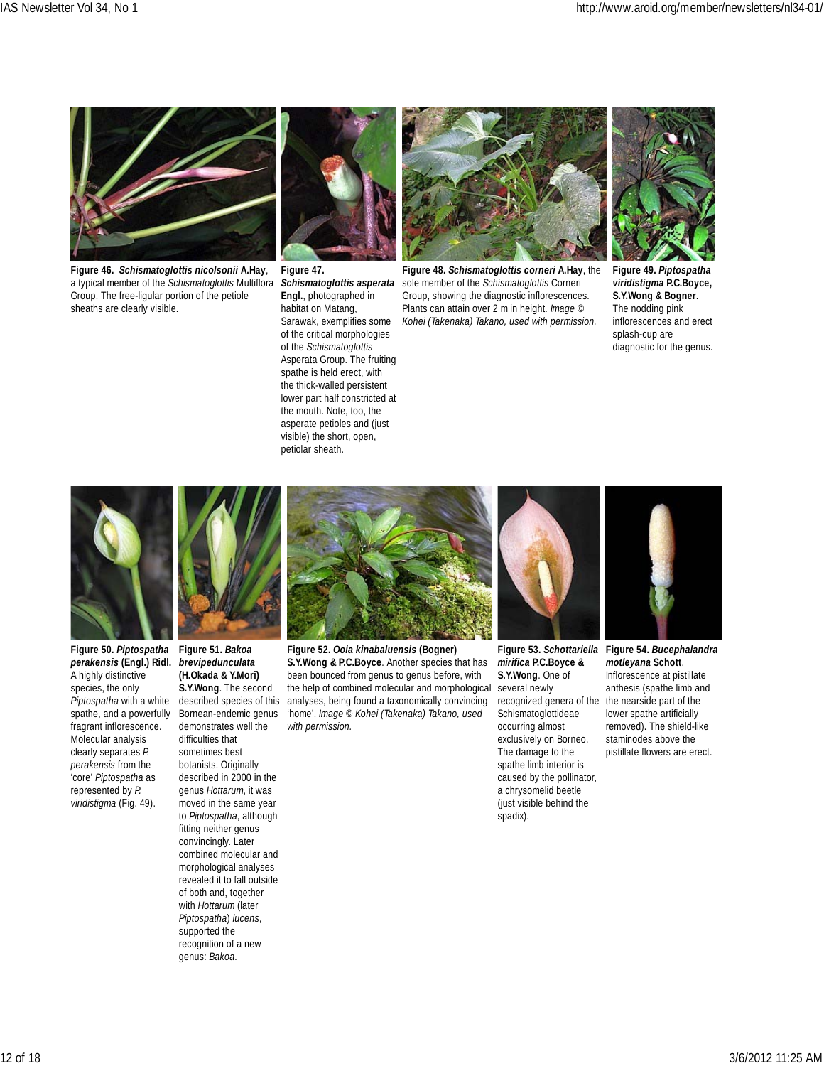**Figure 46.** ***Schismatoglottis nicolsonii*** **A.Hay**, a typical member of the *Schismatoglottis* Multiflora Group. The free-ligular portion of the petiole sheaths are clearly visible.

**Figure 47.** ***Schismatoglottis asperata*** **Engl.**, photographed in habitat on Matang, Sarawak, exemplifies some of the critical morphologies of the *Schismatoglottis* Asperata Group. The fruiting spathe is held erect, with the thick-walled persistent lower part half constricted at the mouth. Note, too, the asperate petioles and (just visible) the short, open, petiolar sheath.

**Figure 48.** ***Schismatoglottis corneri*** **A.Hay**, the sole member of the *Schismatoglottis* Corneri Group, showing the diagnostic inflorescences. Plants can attain over 2 m in height. *Image © Kohei (Takenaka) Takano, used with permission.*

**Figure 49.** ***Piptospatha viridistigma*** **P.C.Boyce, S.Y.Wong & Bogner**. The nodding pink inflorescences and erect splash-cup are diagnostic for the genus.

**Figure 50.** ***Piptospatha perakensis*** **(Engl.) Ridl.** A highly distinctive species, the only *Piptospatha* with a white spathe, and a powerfully fragrant inflorescence. Molecular analysis clearly separates *P. perakensis* from the 'core' *Piptospatha* as represented by *P. viridistigma* (Fig. 49).

**Figure 51.** ***Bakoa brevipedunculata*** **(H.Okada & Y.Mori) S.Y.Wong**. The second described species of this Bornean-endemic genus demonstrates well the difficulties that sometimes best botanists. Originally described in 2000 in the genus *Hottarum*, it was moved in the same year to *Piptospatha*, although fitting neither genus convincingly. Later combined molecular and morphological analyses revealed it to fall outside of both and, together with *Hottarum* (later *Piptospatha*) *lucens*, supported the recognition of a new genus: *Bakoa*.

**Figure 52.** ***Ooia kinabaluensis*** **(Bogner) S.Y.Wong & P.C.Boyce**. Another species that has been bounced from genus to genus before, with the help of combined molecular and morphological analyses, being found a taxonomically convincing 'home'. *Image © Kohei (Takenaka) Takano, used with permission.*

**Figure 53.** ***Schottariella mirifica*** **P.C.Boyce & S.Y.Wong**. One of several newly recognized genera of the Schismatoglottideae occurring almost exclusively on Borneo. The damage to the spathe limb interior is caused by the pollinator, a chrysomelid beetle (just visible behind the spadix).

**Figure 54.** ***Bucephalandra motleyana*** **Schott**. Inflorescence at pistillate anthesis (spathe limb and the nearside part of the lower spathe artificially removed). The shield-like staminodes above the pistillate flowers are erect.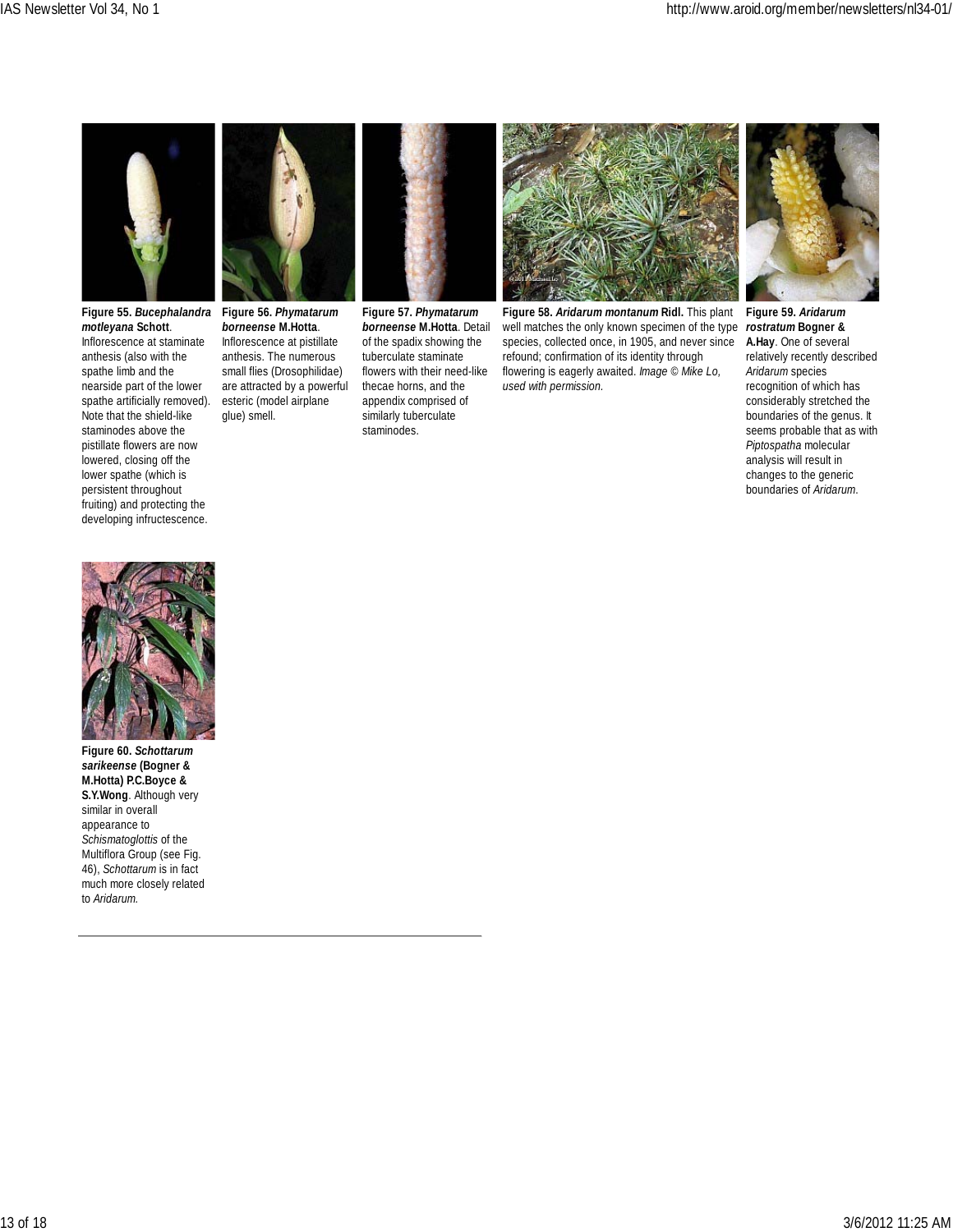**Figure 55. *Bucephalandra motleyana* Schott**. Inflorescence at staminate anthesis (also with the spathe limb and the nearside part of the lower spathe artificially removed). Note that the shield-like staminodes above the pistillate flowers are now lowered, closing off the lower spathe (which is persistent throughout fruiting) and protecting the developing infructescence.

**Figure 56. *Phymatarum borneense* M.Hotta**. Inflorescence at pistillate anthesis. The numerous small flies (Drosophilidae) are attracted by a powerful esteric (model airplane glue) smell.

**Figure 57. *Phymatarum borneense* M.Hotta**. Detail of the spadix showing the tuberculate staminate flowers with their need-like thecae horns, and the appendix comprised of similarly tuberculate staminodes.

**Figure 58. *Aridarum montanum* Ridl.** This plant well matches the only known specimen of the type species, collected once, in 1905, and never since refound; confirmation of its identity through flowering is eagerly awaited. *Image © Mike Lo, used with permission.*

**Figure 59. *Aridarum rostratum* Bogner & A.Hay**. One of several relatively recently described *Aridarum* species recognition of which has considerably stretched the boundaries of the genus. It seems probable that as with *Piptospatha* molecular analysis will result in changes to the generic boundaries of *Aridarum*.

**Figure 60. *Schottarum sarikeense* (Bogner & M.Hotta) P.C.Boyce & S.Y.Wong**. Although very similar in overall appearance to *Schismatoglottis* of the Multiflora Group (see Fig. 46), *Schottarum* is in fact much more closely related to *Aridarum*.